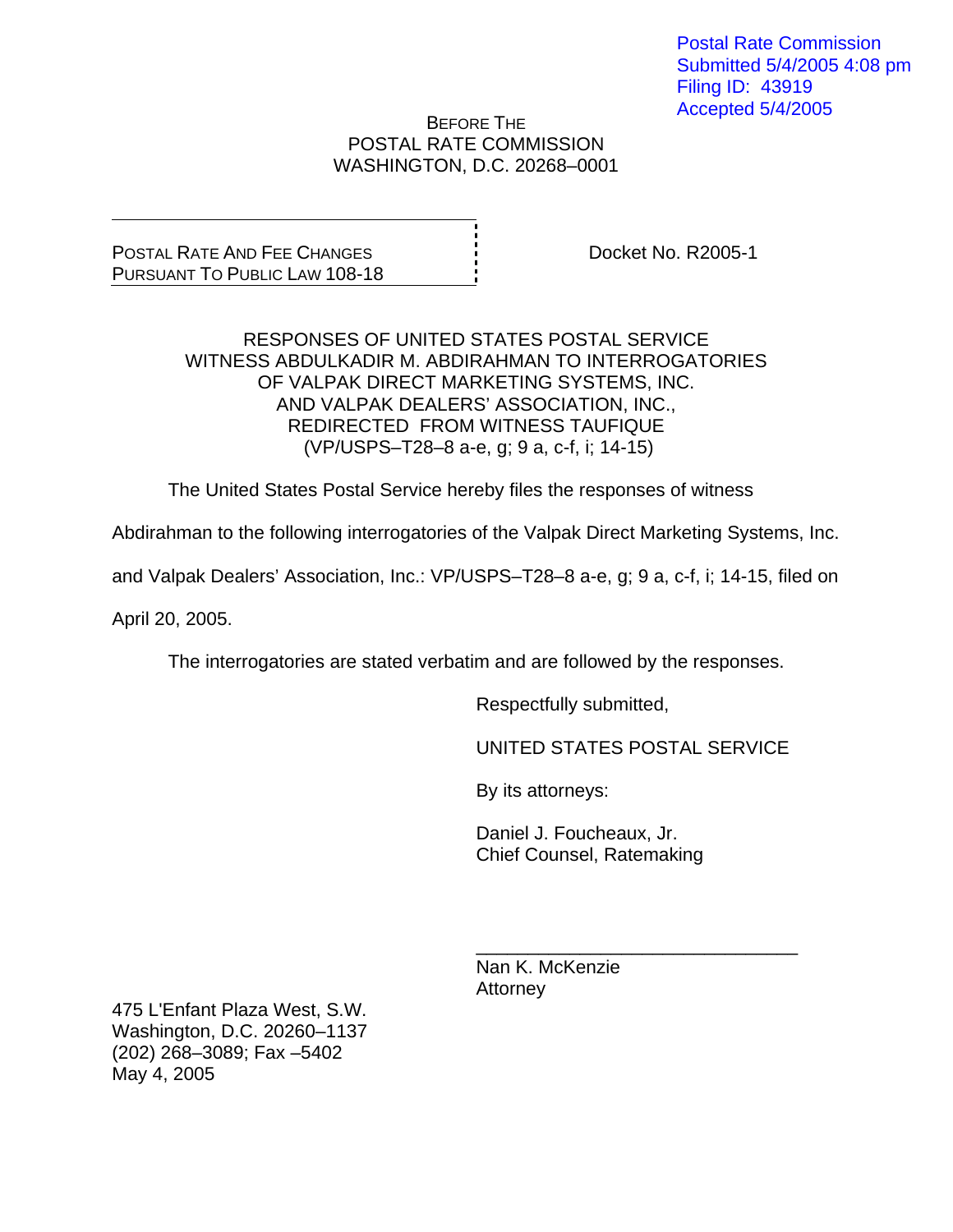Postal Rate Commission
Submitted 5/4/2005 4:08 pm
Filing ID: 43919
Accepted 5/4/2005

BEFORE THE
POSTAL RATE COMMISSION
WASHINGTON, D.C. 20268–0001

| | |
|---|---|
| POSTAL RATE AND FEE CHANGES PURSUANT TO PUBLIC LAW 108-18 | Docket No. R2005-1 |

RESPONSES OF UNITED STATES POSTAL SERVICE
WITNESS ABDULKADIR M. ABDIRAHMAN TO INTERROGATORIES
OF VALPAK DIRECT MARKETING SYSTEMS, INC.
AND VALPAK DEALERS' ASSOCIATION, INC.,
REDIRECTED FROM WITNESS TAUFIQUE
(VP/USPS–T28–8 a-e, g; 9 a, c-f, i; 14-15)

The United States Postal Service hereby files the responses of witness Abdirahman to the following interrogatories of the Valpak Direct Marketing Systems, Inc. and Valpak Dealers' Association, Inc.: VP/USPS–T28–8 a-e, g; 9 a, c-f, i; 14-15, filed on April 20, 2005.

The interrogatories are stated verbatim and are followed by the responses.

Respectfully submitted,

UNITED STATES POSTAL SERVICE

By its attorneys:

Daniel J. Foucheaux, Jr.
Chief Counsel, Ratemaking

\_\_\_\_\_\_\_\_\_\_\_\_\_\_\_\_\_\_\_\_\_\_\_\_\_\_\_\_\_\_\_\_
Nan K. McKenzie
Attorney

475 L'Enfant Plaza West, S.W.
Washington, D.C. 20260–1137
(202) 268–3089; Fax –5402
May 4, 2005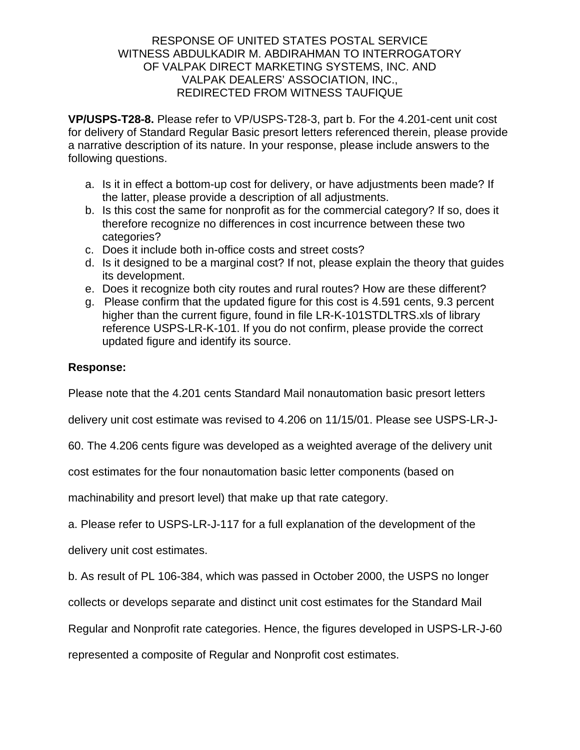RESPONSE OF UNITED STATES POSTAL SERVICE
WITNESS ABDULKADIR M. ABDIRAHMAN TO INTERROGATORY
OF VALPAK DIRECT MARKETING SYSTEMS, INC. AND
VALPAK DEALERS' ASSOCIATION, INC.,
REDIRECTED FROM WITNESS TAUFIQUE

**VP/USPS-T28-8.** Please refer to VP/USPS-T28-3, part b. For the 4.201-cent unit cost for delivery of Standard Regular Basic presort letters referenced therein, please provide a narrative description of its nature. In your response, please include answers to the following questions.

a. Is it in effect a bottom-up cost for delivery, or have adjustments been made? If the latter, please provide a description of all adjustments.
b. Is this cost the same for nonprofit as for the commercial category? If so, does it therefore recognize no differences in cost incurrence between these two categories?
c. Does it include both in-office costs and street costs?
d. Is it designed to be a marginal cost? If not, please explain the theory that guides its development.
e. Does it recognize both city routes and rural routes? How are these different?
g. Please confirm that the updated figure for this cost is 4.591 cents, 9.3 percent higher than the current figure, found in file LR-K-101STDLTRS.xls of library reference USPS-LR-K-101. If you do not confirm, please provide the correct updated figure and identify its source.

**Response:**

Please note that the 4.201 cents Standard Mail nonautomation basic presort letters delivery unit cost estimate was revised to 4.206 on 11/15/01. Please see USPS-LR-J-60. The 4.206 cents figure was developed as a weighted average of the delivery unit cost estimates for the four nonautomation basic letter components (based on machinability and presort level) that make up that rate category.

a. Please refer to USPS-LR-J-117 for a full explanation of the development of the delivery unit cost estimates.

b. As result of PL 106-384, which was passed in October 2000, the USPS no longer collects or develops separate and distinct unit cost estimates for the Standard Mail Regular and Nonprofit rate categories. Hence, the figures developed in USPS-LR-J-60 represented a composite of Regular and Nonprofit cost estimates.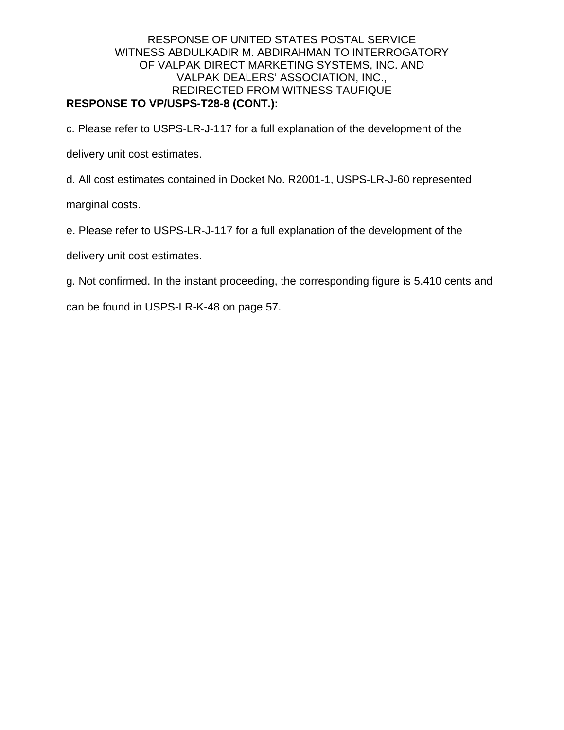RESPONSE OF UNITED STATES POSTAL SERVICE
WITNESS ABDULKADIR M. ABDIRAHMAN TO INTERROGATORY
OF VALPAK DIRECT MARKETING SYSTEMS, INC. AND
VALPAK DEALERS' ASSOCIATION, INC.,
REDIRECTED FROM WITNESS TAUFIQUE

**RESPONSE TO VP/USPS-T28-8 (CONT.):**

c. Please refer to USPS-LR-J-117 for a full explanation of the development of the delivery unit cost estimates.

d. All cost estimates contained in Docket No. R2001-1, USPS-LR-J-60 represented marginal costs.

e. Please refer to USPS-LR-J-117 for a full explanation of the development of the delivery unit cost estimates.

g. Not confirmed. In the instant proceeding, the corresponding figure is 5.410 cents and can be found in USPS-LR-K-48 on page 57.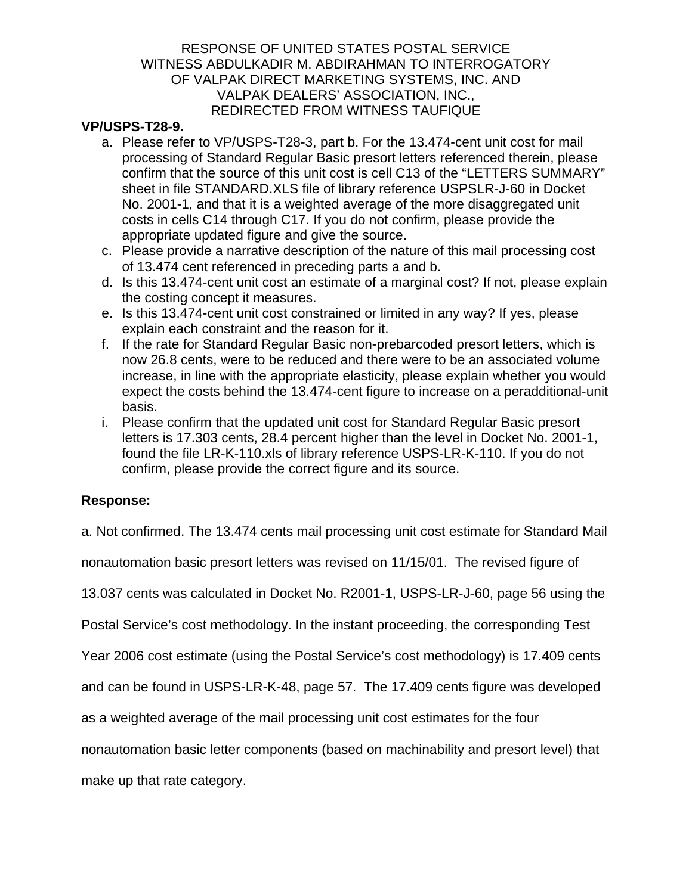RESPONSE OF UNITED STATES POSTAL SERVICE
WITNESS ABDULKADIR M. ABDIRAHMAN TO INTERROGATORY
OF VALPAK DIRECT MARKETING SYSTEMS, INC. AND
VALPAK DEALERS' ASSOCIATION, INC.,
REDIRECTED FROM WITNESS TAUFIQUE

**VP/USPS-T28-9.**

a. Please refer to VP/USPS-T28-3, part b. For the 13.474-cent unit cost for mail processing of Standard Regular Basic presort letters referenced therein, please confirm that the source of this unit cost is cell C13 of the "LETTERS SUMMARY" sheet in file STANDARD.XLS file of library reference USPSLR-J-60 in Docket No. 2001-1, and that it is a weighted average of the more disaggregated unit costs in cells C14 through C17. If you do not confirm, please provide the appropriate updated figure and give the source.

c. Please provide a narrative description of the nature of this mail processing cost of 13.474 cent referenced in preceding parts a and b.

d. Is this 13.474-cent unit cost an estimate of a marginal cost? If not, please explain the costing concept it measures.

e. Is this 13.474-cent unit cost constrained or limited in any way? If yes, please explain each constraint and the reason for it.

f. If the rate for Standard Regular Basic non-prebarcoded presort letters, which is now 26.8 cents, were to be reduced and there were to be an associated volume increase, in line with the appropriate elasticity, please explain whether you would expect the costs behind the 13.474-cent figure to increase on a peradditional-unit basis.

i. Please confirm that the updated unit cost for Standard Regular Basic presort letters is 17.303 cents, 28.4 percent higher than the level in Docket No. 2001-1, found the file LR-K-110.xls of library reference USPS-LR-K-110. If you do not confirm, please provide the correct figure and its source.

**Response:**

a. Not confirmed. The 13.474 cents mail processing unit cost estimate for Standard Mail nonautomation basic presort letters was revised on 11/15/01. The revised figure of 13.037 cents was calculated in Docket No. R2001-1, USPS-LR-J-60, page 56 using the Postal Service's cost methodology. In the instant proceeding, the corresponding Test Year 2006 cost estimate (using the Postal Service's cost methodology) is 17.409 cents and can be found in USPS-LR-K-48, page 57. The 17.409 cents figure was developed as a weighted average of the mail processing unit cost estimates for the four nonautomation basic letter components (based on machinability and presort level) that make up that rate category.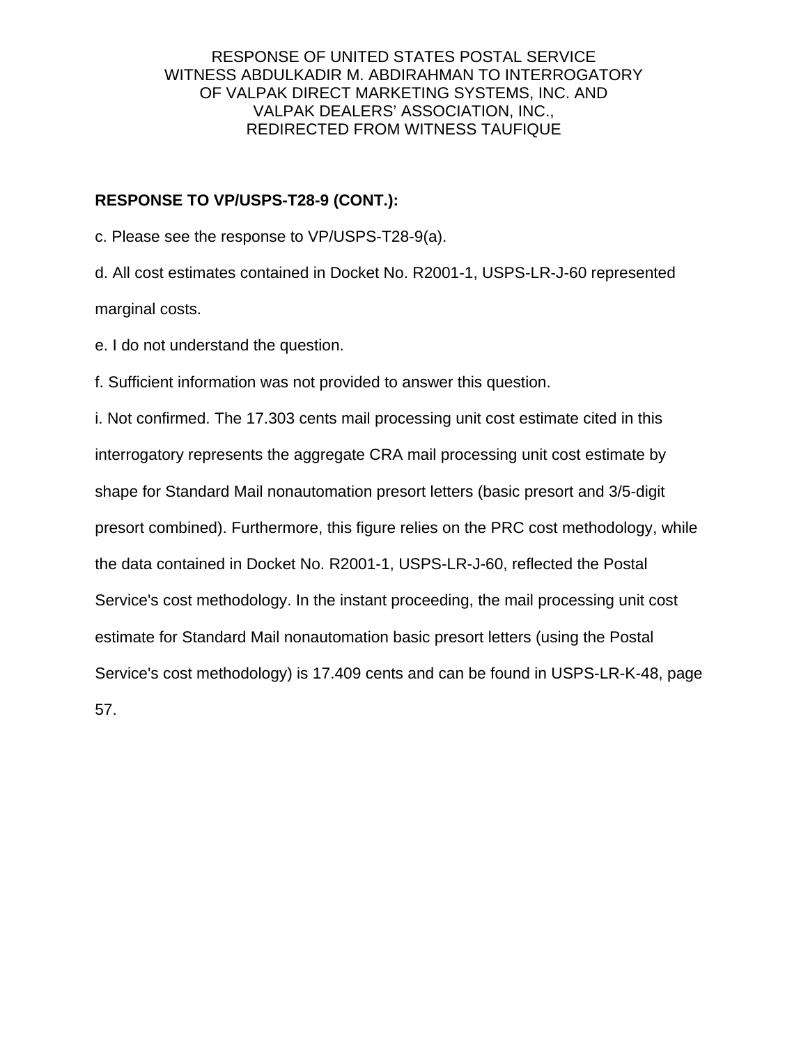RESPONSE OF UNITED STATES POSTAL SERVICE
WITNESS ABDULKADIR M. ABDIRAHMAN TO INTERROGATORY
OF VALPAK DIRECT MARKETING SYSTEMS, INC. AND
VALPAK DEALERS' ASSOCIATION, INC.,
REDIRECTED FROM WITNESS TAUFIQUE

**RESPONSE TO VP/USPS-T28-9 (CONT.):**

c. Please see the response to VP/USPS-T28-9(a).

d. All cost estimates contained in Docket No. R2001-1, USPS-LR-J-60 represented marginal costs.

e. I do not understand the question.

f. Sufficient information was not provided to answer this question.

i. Not confirmed. The 17.303 cents mail processing unit cost estimate cited in this interrogatory represents the aggregate CRA mail processing unit cost estimate by shape for Standard Mail nonautomation presort letters (basic presort and 3/5-digit presort combined). Furthermore, this figure relies on the PRC cost methodology, while the data contained in Docket No. R2001-1, USPS-LR-J-60, reflected the Postal Service's cost methodology. In the instant proceeding, the mail processing unit cost estimate for Standard Mail nonautomation basic presort letters (using the Postal Service's cost methodology) is 17.409 cents and can be found in USPS-LR-K-48, page 57.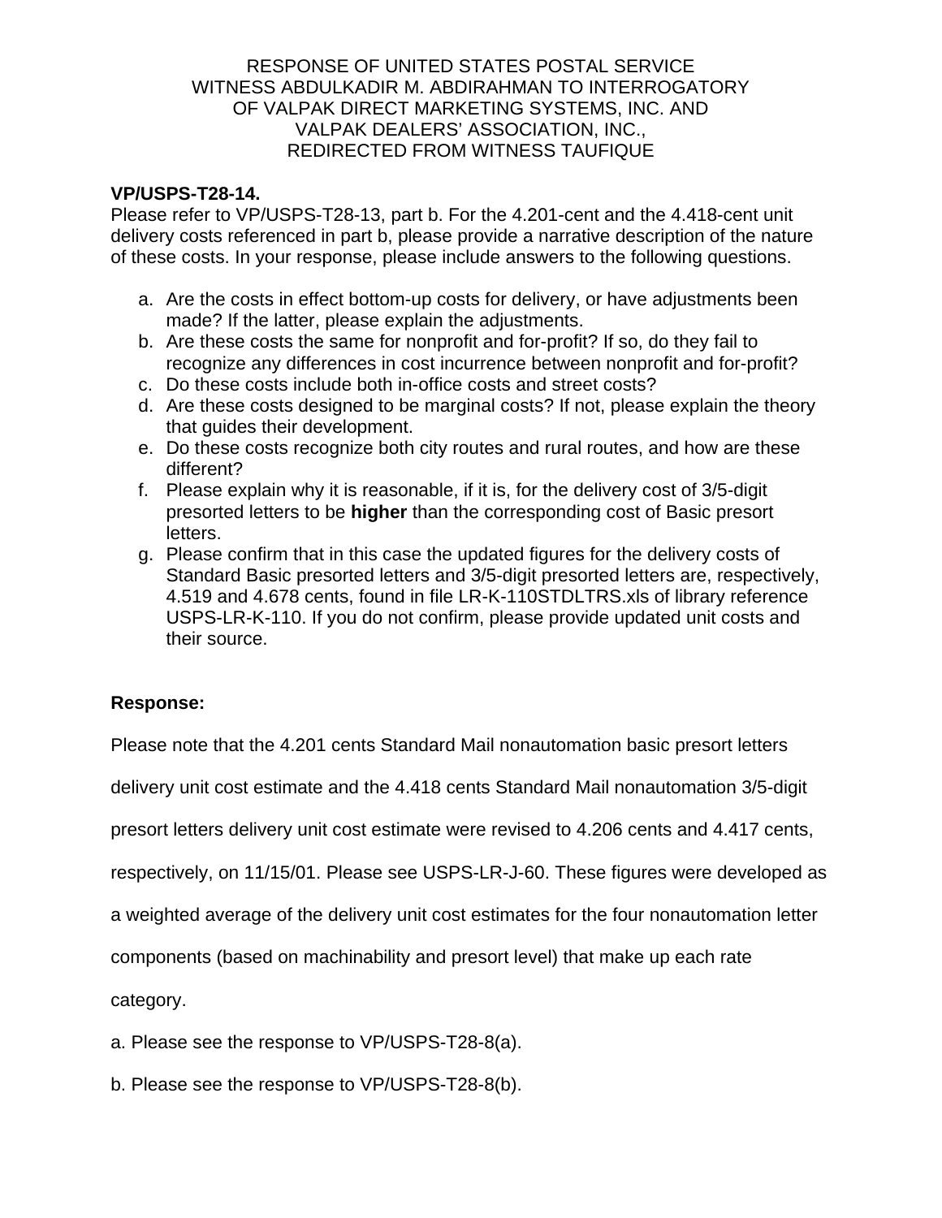RESPONSE OF UNITED STATES POSTAL SERVICE
WITNESS ABDULKADIR M. ABDIRAHMAN TO INTERROGATORY
OF VALPAK DIRECT MARKETING SYSTEMS, INC. AND
VALPAK DEALERS' ASSOCIATION, INC.,
REDIRECTED FROM WITNESS TAUFIQUE

**VP/USPS-T28-14.**
Please refer to VP/USPS-T28-13, part b. For the 4.201-cent and the 4.418-cent unit delivery costs referenced in part b, please provide a narrative description of the nature of these costs. In your response, please include answers to the following questions.

a. Are the costs in effect bottom-up costs for delivery, or have adjustments been made? If the latter, please explain the adjustments.
b. Are these costs the same for nonprofit and for-profit? If so, do they fail to recognize any differences in cost incurrence between nonprofit and for-profit?
c. Do these costs include both in-office costs and street costs?
d. Are these costs designed to be marginal costs? If not, please explain the theory that guides their development.
e. Do these costs recognize both city routes and rural routes, and how are these different?
f. Please explain why it is reasonable, if it is, for the delivery cost of 3/5-digit presorted letters to be **higher** than the corresponding cost of Basic presort letters.
g. Please confirm that in this case the updated figures for the delivery costs of Standard Basic presorted letters and 3/5-digit presorted letters are, respectively, 4.519 and 4.678 cents, found in file LR-K-110STDLTRS.xls of library reference USPS-LR-K-110. If you do not confirm, please provide updated unit costs and their source.

**Response:**

Please note that the 4.201 cents Standard Mail nonautomation basic presort letters delivery unit cost estimate and the 4.418 cents Standard Mail nonautomation 3/5-digit presort letters delivery unit cost estimate were revised to 4.206 cents and 4.417 cents, respectively, on 11/15/01. Please see USPS-LR-J-60. These figures were developed as a weighted average of the delivery unit cost estimates for the four nonautomation letter components (based on machinability and presort level) that make up each rate category.

a. Please see the response to VP/USPS-T28-8(a).

b. Please see the response to VP/USPS-T28-8(b).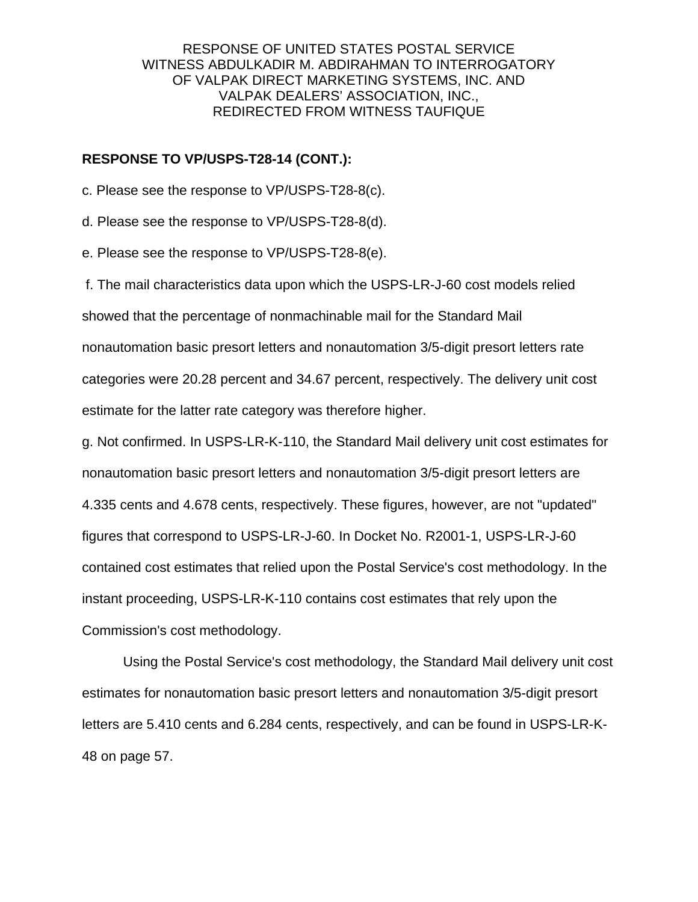RESPONSE OF UNITED STATES POSTAL SERVICE
WITNESS ABDULKADIR M. ABDIRAHMAN TO INTERROGATORY
OF VALPAK DIRECT MARKETING SYSTEMS, INC. AND
VALPAK DEALERS' ASSOCIATION, INC.,
REDIRECTED FROM WITNESS TAUFIQUE

**RESPONSE TO VP/USPS-T28-14 (CONT.):**

c. Please see the response to VP/USPS-T28-8(c).

d. Please see the response to VP/USPS-T28-8(d).

e. Please see the response to VP/USPS-T28-8(e).

f. The mail characteristics data upon which the USPS-LR-J-60 cost models relied showed that the percentage of nonmachinable mail for the Standard Mail nonautomation basic presort letters and nonautomation 3/5-digit presort letters rate categories were 20.28 percent and 34.67 percent, respectively. The delivery unit cost estimate for the latter rate category was therefore higher.

g. Not confirmed. In USPS-LR-K-110, the Standard Mail delivery unit cost estimates for nonautomation basic presort letters and nonautomation 3/5-digit presort letters are 4.335 cents and 4.678 cents, respectively. These figures, however, are not "updated" figures that correspond to USPS-LR-J-60. In Docket No. R2001-1, USPS-LR-J-60 contained cost estimates that relied upon the Postal Service's cost methodology. In the instant proceeding, USPS-LR-K-110 contains cost estimates that rely upon the Commission's cost methodology.

Using the Postal Service's cost methodology, the Standard Mail delivery unit cost estimates for nonautomation basic presort letters and nonautomation 3/5-digit presort letters are 5.410 cents and 6.284 cents, respectively, and can be found in USPS-LR-K-48 on page 57.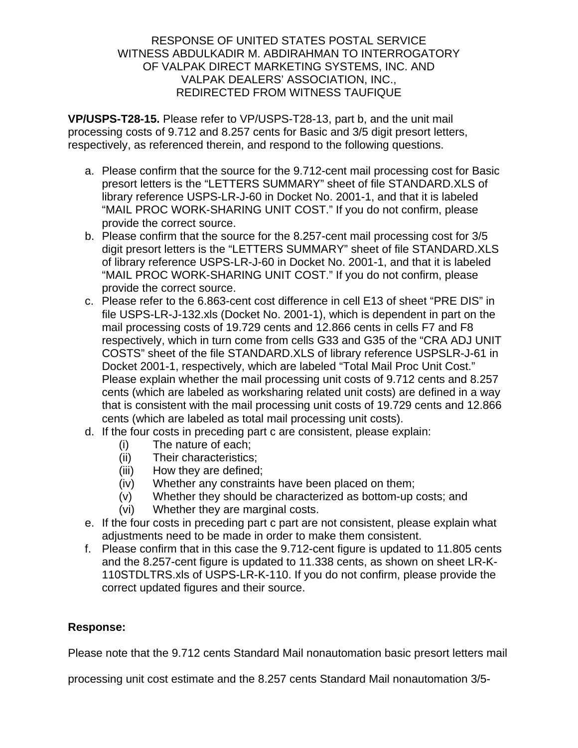RESPONSE OF UNITED STATES POSTAL SERVICE
WITNESS ABDULKADIR M. ABDIRAHMAN TO INTERROGATORY
OF VALPAK DIRECT MARKETING SYSTEMS, INC. AND
VALPAK DEALERS' ASSOCIATION, INC.,
REDIRECTED FROM WITNESS TAUFIQUE

**VP/USPS-T28-15.** Please refer to VP/USPS-T28-13, part b, and the unit mail processing costs of 9.712 and 8.257 cents for Basic and 3/5 digit presort letters, respectively, as referenced therein, and respond to the following questions.

a. Please confirm that the source for the 9.712-cent mail processing cost for Basic presort letters is the "LETTERS SUMMARY" sheet of file STANDARD.XLS of library reference USPS-LR-J-60 in Docket No. 2001-1, and that it is labeled "MAIL PROC WORK-SHARING UNIT COST." If you do not confirm, please provide the correct source.
b. Please confirm that the source for the 8.257-cent mail processing cost for 3/5 digit presort letters is the "LETTERS SUMMARY" sheet of file STANDARD.XLS of library reference USPS-LR-J-60 in Docket No. 2001-1, and that it is labeled "MAIL PROC WORK-SHARING UNIT COST." If you do not confirm, please provide the correct source.
c. Please refer to the 6.863-cent cost difference in cell E13 of sheet "PRE DIS" in file USPS-LR-J-132.xls (Docket No. 2001-1), which is dependent in part on the mail processing costs of 19.729 cents and 12.866 cents in cells F7 and F8 respectively, which in turn come from cells G33 and G35 of the "CRA ADJ UNIT COSTS" sheet of the file STANDARD.XLS of library reference USPSLR-J-61 in Docket 2001-1, respectively, which are labeled "Total Mail Proc Unit Cost." Please explain whether the mail processing unit costs of 9.712 cents and 8.257 cents (which are labeled as worksharing related unit costs) are defined in a way that is consistent with the mail processing unit costs of 19.729 cents and 12.866 cents (which are labeled as total mail processing unit costs).
d. If the four costs in preceding part c are consistent, please explain:
   (i) The nature of each;
   (ii) Their characteristics;
   (iii) How they are defined;
   (iv) Whether any constraints have been placed on them;
   (v) Whether they should be characterized as bottom-up costs; and
   (vi) Whether they are marginal costs.
e. If the four costs in preceding part c part are not consistent, please explain what adjustments need to be made in order to make them consistent.
f. Please confirm that in this case the 9.712-cent figure is updated to 11.805 cents and the 8.257-cent figure is updated to 11.338 cents, as shown on sheet LR-K-110STDLTRS.xls of USPS-LR-K-110. If you do not confirm, please provide the correct updated figures and their source.

**Response:**

Please note that the 9.712 cents Standard Mail nonautomation basic presort letters mail processing unit cost estimate and the 8.257 cents Standard Mail nonautomation 3/5-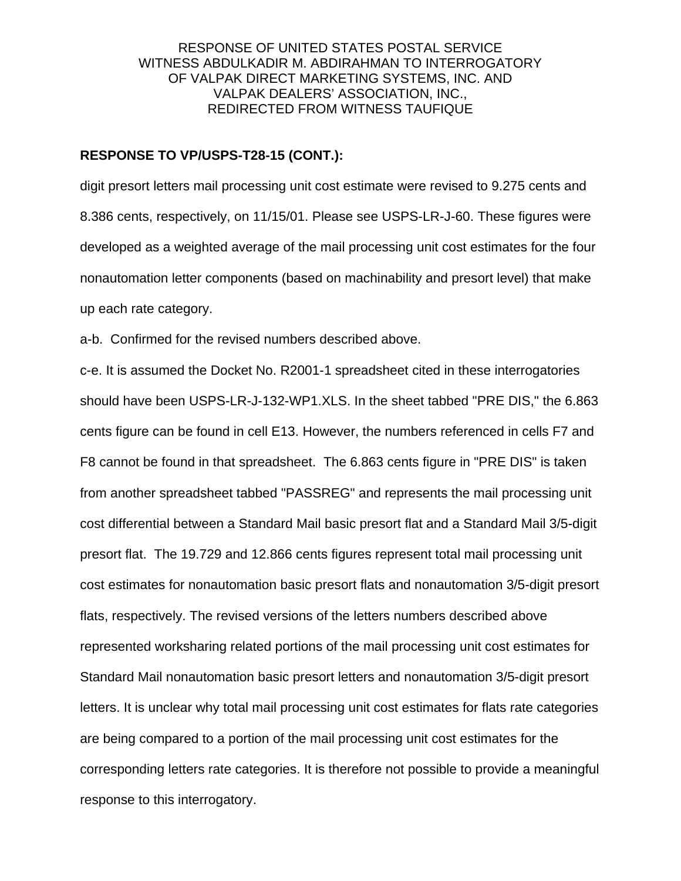RESPONSE OF UNITED STATES POSTAL SERVICE
WITNESS ABDULKADIR M. ABDIRAHMAN TO INTERROGATORY
OF VALPAK DIRECT MARKETING SYSTEMS, INC. AND
VALPAK DEALERS' ASSOCIATION, INC.,
REDIRECTED FROM WITNESS TAUFIQUE

**RESPONSE TO VP/USPS-T28-15 (CONT.):**

digit presort letters mail processing unit cost estimate were revised to 9.275 cents and 8.386 cents, respectively, on 11/15/01. Please see USPS-LR-J-60. These figures were developed as a weighted average of the mail processing unit cost estimates for the four nonautomation letter components (based on machinability and presort level) that make up each rate category.

a-b. Confirmed for the revised numbers described above.

c-e. It is assumed the Docket No. R2001-1 spreadsheet cited in these interrogatories should have been USPS-LR-J-132-WP1.XLS. In the sheet tabbed "PRE DIS," the 6.863 cents figure can be found in cell E13. However, the numbers referenced in cells F7 and F8 cannot be found in that spreadsheet. The 6.863 cents figure in "PRE DIS" is taken from another spreadsheet tabbed "PASSREG" and represents the mail processing unit cost differential between a Standard Mail basic presort flat and a Standard Mail 3/5-digit presort flat. The 19.729 and 12.866 cents figures represent total mail processing unit cost estimates for nonautomation basic presort flats and nonautomation 3/5-digit presort flats, respectively. The revised versions of the letters numbers described above represented worksharing related portions of the mail processing unit cost estimates for Standard Mail nonautomation basic presort letters and nonautomation 3/5-digit presort letters. It is unclear why total mail processing unit cost estimates for flats rate categories are being compared to a portion of the mail processing unit cost estimates for the corresponding letters rate categories. It is therefore not possible to provide a meaningful response to this interrogatory.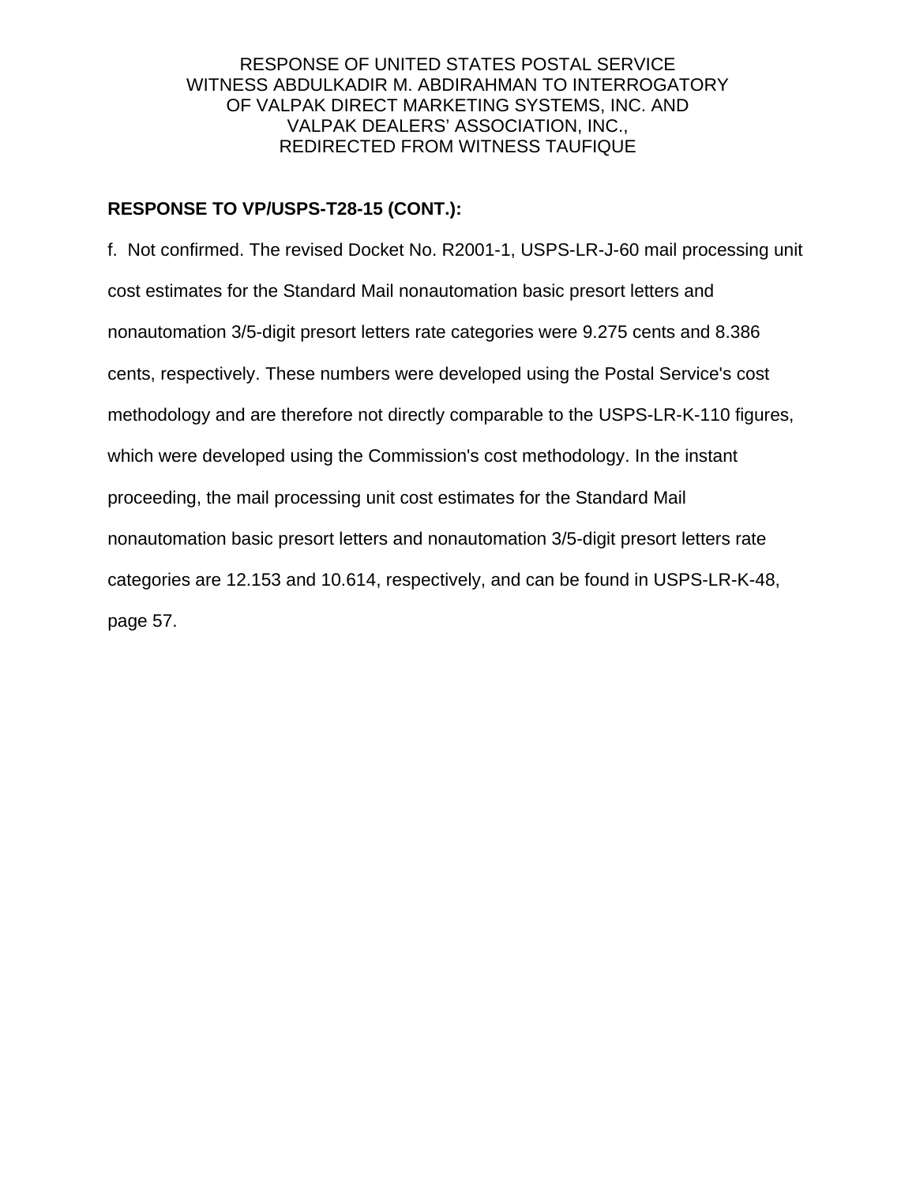RESPONSE OF UNITED STATES POSTAL SERVICE
WITNESS ABDULKADIR M. ABDIRAHMAN TO INTERROGATORY
OF VALPAK DIRECT MARKETING SYSTEMS, INC. AND
VALPAK DEALERS' ASSOCIATION, INC.,
REDIRECTED FROM WITNESS TAUFIQUE

**RESPONSE TO VP/USPS-T28-15 (CONT.):**

f. Not confirmed. The revised Docket No. R2001-1, USPS-LR-J-60 mail processing unit cost estimates for the Standard Mail nonautomation basic presort letters and nonautomation 3/5-digit presort letters rate categories were 9.275 cents and 8.386 cents, respectively. These numbers were developed using the Postal Service's cost methodology and are therefore not directly comparable to the USPS-LR-K-110 figures, which were developed using the Commission's cost methodology. In the instant proceeding, the mail processing unit cost estimates for the Standard Mail nonautomation basic presort letters and nonautomation 3/5-digit presort letters rate categories are 12.153 and 10.614, respectively, and can be found in USPS-LR-K-48, page 57.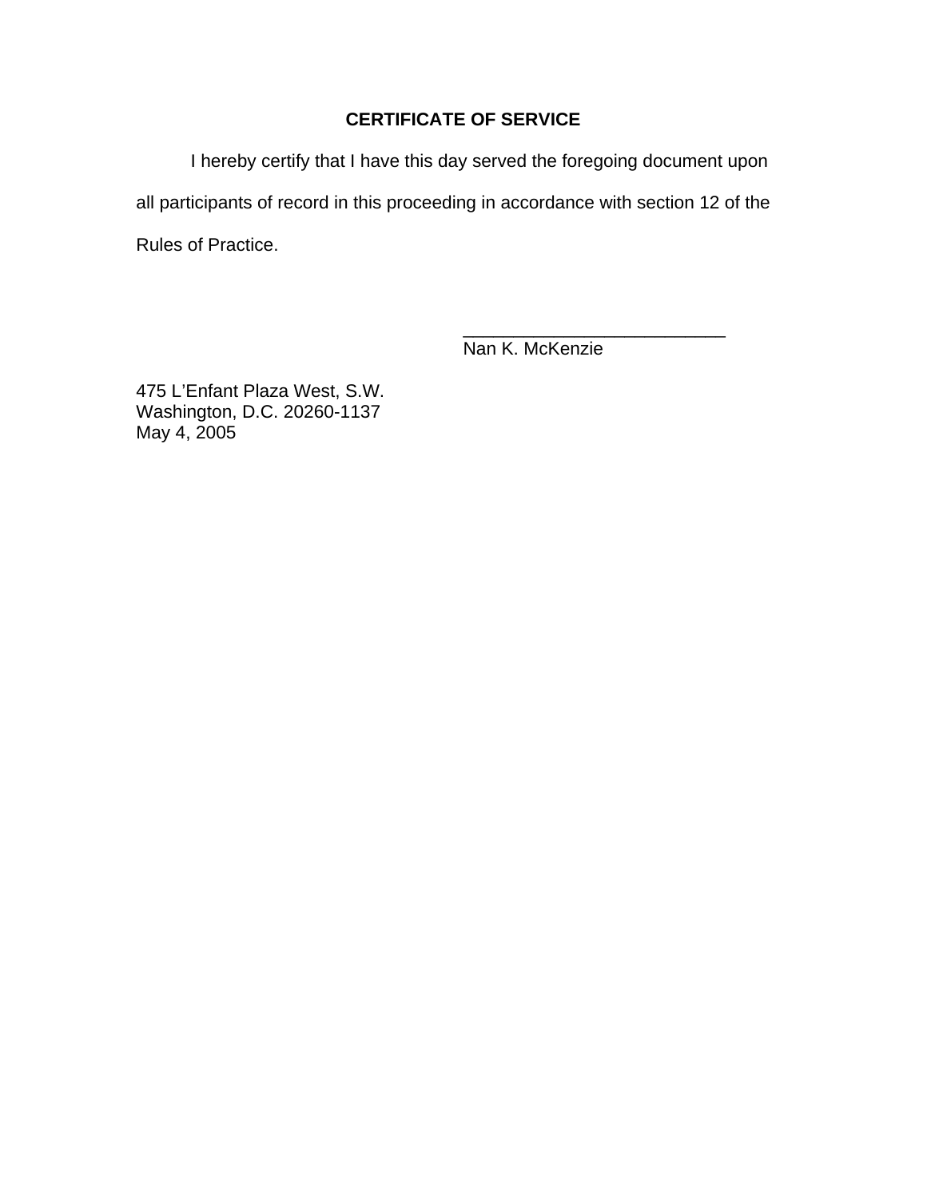## CERTIFICATE OF SERVICE

I hereby certify that I have this day served the foregoing document upon all participants of record in this proceeding in accordance with section 12 of the Rules of Practice.

\_\_\_\_\_\_\_\_\_\_\_\_\_\_\_\_\_\_\_\_\_\_\_\_\_\_\_
Nan K. McKenzie

475 L'Enfant Plaza West, S.W.
Washington, D.C. 20260-1137
May 4, 2005